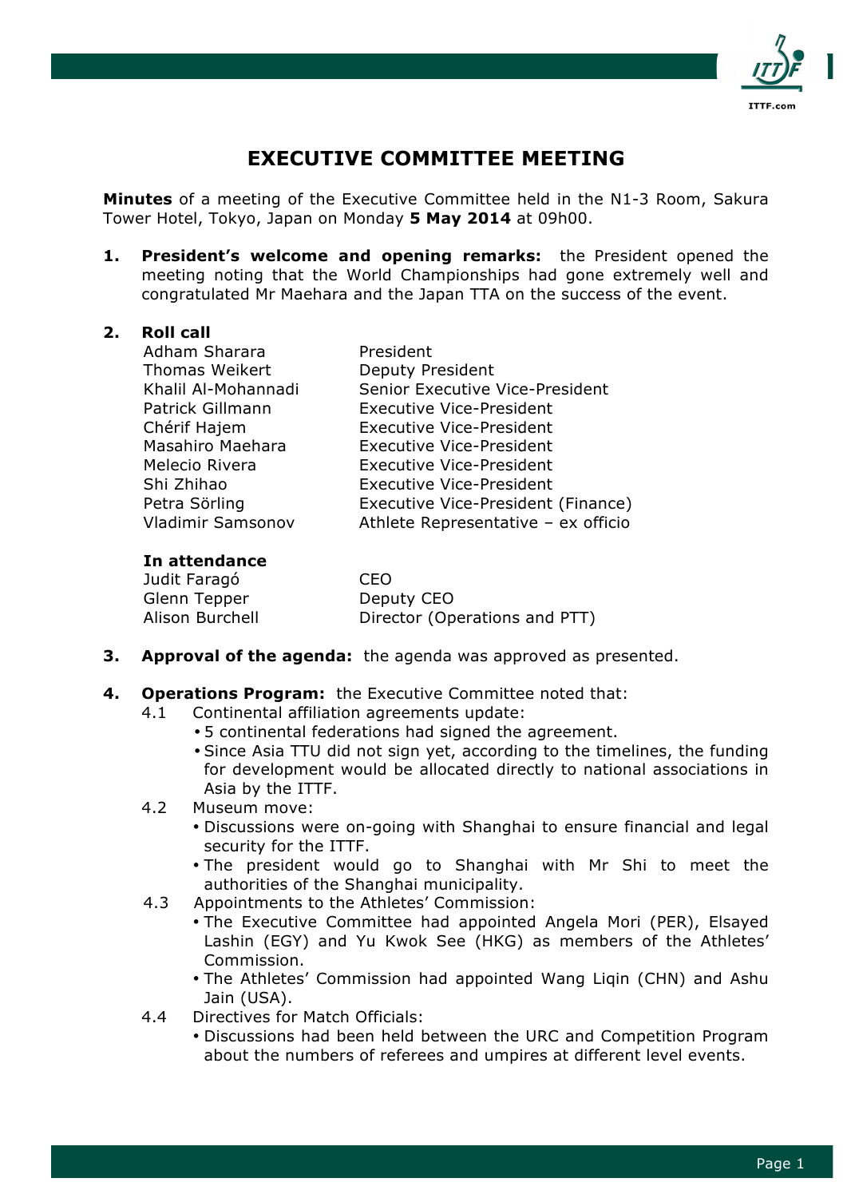# EXECUTIVE COMMITTEE MEETING

**Minutes** of a meeting of the Executive Committee held in the N1-3 Room, Sakura Tower Hotel, Tokyo, Japan on Monday **5 May 2014** at 09h00.

1. **President's welcome and opening remarks:** the President opened the meeting noting that the World Championships had gone extremely well and congratulated Mr Maehara and the Japan TTA on the success of the event.

2. **Roll call**

| | |
|---|---|
| Adham Sharara | President |
| Thomas Weikert | Deputy President |
| Khalil Al-Mohannadi | Senior Executive Vice-President |
| Patrick Gillmann | Executive Vice-President |
| Chérif Hajem | Executive Vice-President |
| Masahiro Maehara | Executive Vice-President |
| Melecio Rivera | Executive Vice-President |
| Shi Zhihao | Executive Vice-President |
| Petra Sörling | Executive Vice-President (Finance) |
| Vladimir Samsonov | Athlete Representative – ex officio |

**In attendance**

| | |
|---|---|
| Judit Faragó | CEO |
| Glenn Tepper | Deputy CEO |
| Alison Burchell | Director (Operations and PTT) |

3. **Approval of the agenda:** the agenda was approved as presented.

4. **Operations Program:** the Executive Committee noted that:
   - 4.1 Continental affiliation agreements update:
     - 5 continental federations had signed the agreement.
     - Since Asia TTU did not sign yet, according to the timelines, the funding for development would be allocated directly to national associations in Asia by the ITTF.
   - 4.2 Museum move:
     - Discussions were on-going with Shanghai to ensure financial and legal security for the ITTF.
     - The president would go to Shanghai with Mr Shi to meet the authorities of the Shanghai municipality.
   - 4.3 Appointments to the Athletes' Commission:
     - The Executive Committee had appointed Angela Mori (PER), Elsayed Lashin (EGY) and Yu Kwok See (HKG) as members of the Athletes' Commission.
     - The Athletes' Commission had appointed Wang Liqin (CHN) and Ashu Jain (USA).
   - 4.4 Directives for Match Officials:
     - Discussions had been held between the URC and Competition Program about the numbers of referees and umpires at different level events.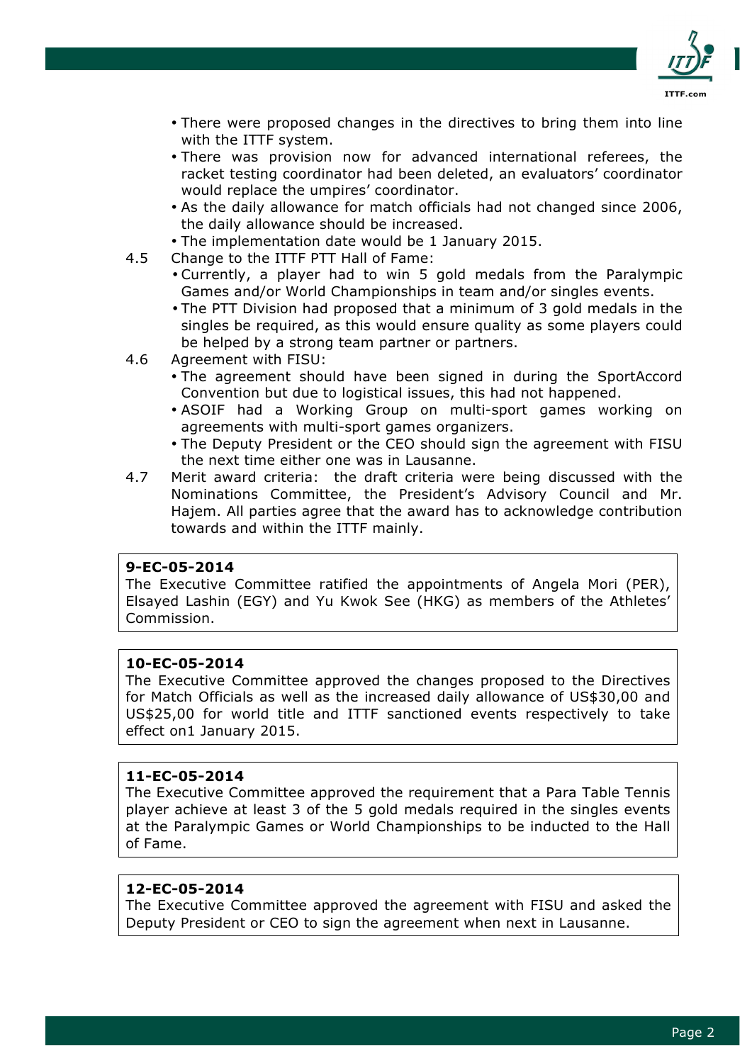- There were proposed changes in the directives to bring them into line with the ITTF system.
- There was provision now for advanced international referees, the racket testing coordinator had been deleted, an evaluators' coordinator would replace the umpires' coordinator.
- As the daily allowance for match officials had not changed since 2006, the daily allowance should be increased.
- The implementation date would be 1 January 2015.

4.5 Change to the ITTF PTT Hall of Fame:
- Currently, a player had to win 5 gold medals from the Paralympic Games and/or World Championships in team and/or singles events.
- The PTT Division had proposed that a minimum of 3 gold medals in the singles be required, as this would ensure quality as some players could be helped by a strong team partner or partners.

4.6 Agreement with FISU:
- The agreement should have been signed in during the SportAccord Convention but due to logistical issues, this had not happened.
- ASOIF had a Working Group on multi-sport games working on agreements with multi-sport games organizers.
- The Deputy President or the CEO should sign the agreement with FISU the next time either one was in Lausanne.

4.7 Merit award criteria: the draft criteria were being discussed with the Nominations Committee, the President's Advisory Council and Mr. Hajem. All parties agree that the award has to acknowledge contribution towards and within the ITTF mainly.

**9-EC-05-2014**
The Executive Committee ratified the appointments of Angela Mori (PER), Elsayed Lashin (EGY) and Yu Kwok See (HKG) as members of the Athletes' Commission.

**10-EC-05-2014**
The Executive Committee approved the changes proposed to the Directives for Match Officials as well as the increased daily allowance of US$30,00 and US$25,00 for world title and ITTF sanctioned events respectively to take effect on1 January 2015.

**11-EC-05-2014**
The Executive Committee approved the requirement that a Para Table Tennis player achieve at least 3 of the 5 gold medals required in the singles events at the Paralympic Games or World Championships to be inducted to the Hall of Fame.

**12-EC-05-2014**
The Executive Committee approved the agreement with FISU and asked the Deputy President or CEO to sign the agreement when next in Lausanne.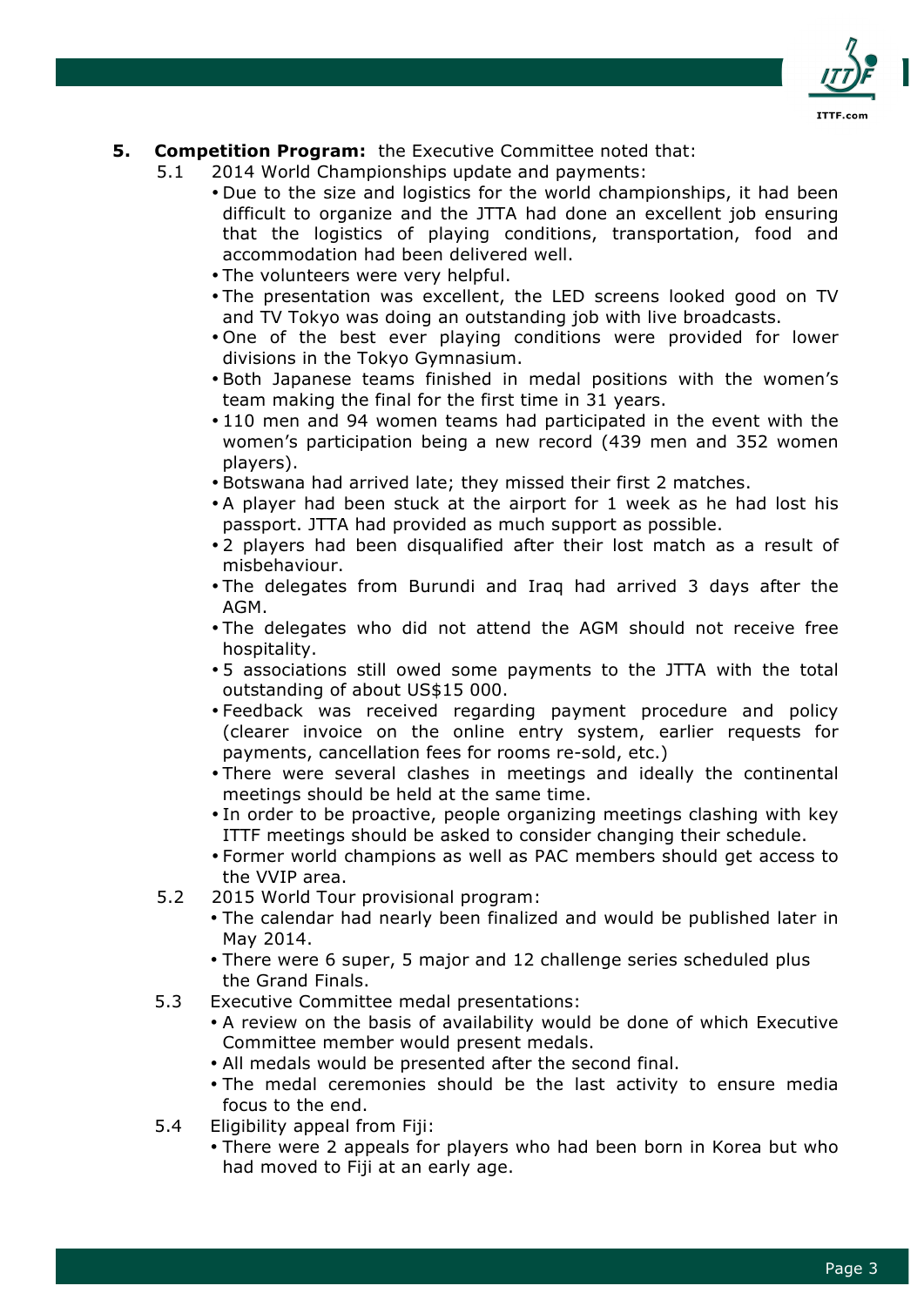5. **Competition Program:** the Executive Committee noted that:

   5.1 2014 World Championships update and payments:

   - Due to the size and logistics for the world championships, it had been difficult to organize and the JTTA had done an excellent job ensuring that the logistics of playing conditions, transportation, food and accommodation had been delivered well.
   - The volunteers were very helpful.
   - The presentation was excellent, the LED screens looked good on TV and TV Tokyo was doing an outstanding job with live broadcasts.
   - One of the best ever playing conditions were provided for lower divisions in the Tokyo Gymnasium.
   - Both Japanese teams finished in medal positions with the women's team making the final for the first time in 31 years.
   - 110 men and 94 women teams had participated in the event with the women's participation being a new record (439 men and 352 women players).
   - Botswana had arrived late; they missed their first 2 matches.
   - A player had been stuck at the airport for 1 week as he had lost his passport. JTTA had provided as much support as possible.
   - 2 players had been disqualified after their lost match as a result of misbehaviour.
   - The delegates from Burundi and Iraq had arrived 3 days after the AGM.
   - The delegates who did not attend the AGM should not receive free hospitality.
   - 5 associations still owed some payments to the JTTA with the total outstanding of about US$15 000.
   - Feedback was received regarding payment procedure and policy (clearer invoice on the online entry system, earlier requests for payments, cancellation fees for rooms re-sold, etc.)
   - There were several clashes in meetings and ideally the continental meetings should be held at the same time.
   - In order to be proactive, people organizing meetings clashing with key ITTF meetings should be asked to consider changing their schedule.
   - Former world champions as well as PAC members should get access to the VVIP area.

   5.2 2015 World Tour provisional program:

   - The calendar had nearly been finalized and would be published later in May 2014.
   - There were 6 super, 5 major and 12 challenge series scheduled plus the Grand Finals.

   5.3 Executive Committee medal presentations:

   - A review on the basis of availability would be done of which Executive Committee member would present medals.
   - All medals would be presented after the second final.
   - The medal ceremonies should be the last activity to ensure media focus to the end.

   5.4 Eligibility appeal from Fiji:

   - There were 2 appeals for players who had been born in Korea but who had moved to Fiji at an early age.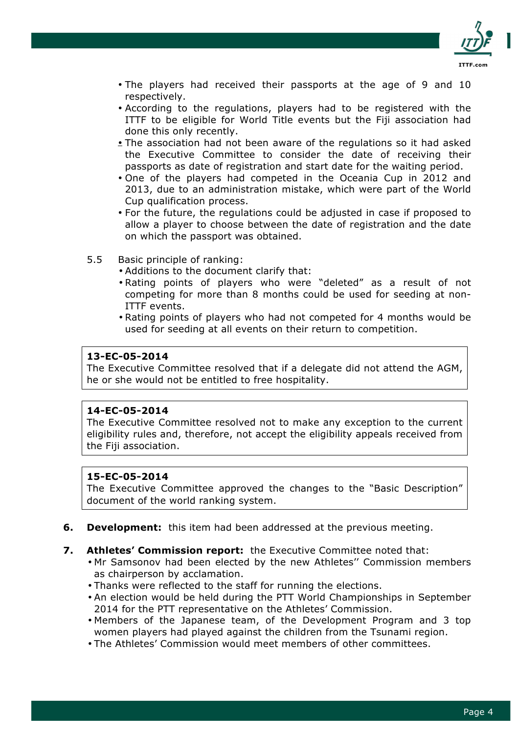- The players had received their passports at the age of 9 and 10 respectively.
- According to the regulations, players had to be registered with the ITTF to be eligible for World Title events but the Fiji association had done this only recently.
- The association had not been aware of the regulations so it had asked the Executive Committee to consider the date of receiving their passports as date of registration and start date for the waiting period.
- One of the players had competed in the Oceania Cup in 2012 and 2013, due to an administration mistake, which were part of the World Cup qualification process.
- For the future, the regulations could be adjusted in case if proposed to allow a player to choose between the date of registration and the date on which the passport was obtained.

5.5 Basic principle of ranking:

- Additions to the document clarify that:
- Rating points of players who were "deleted" as a result of not competing for more than 8 months could be used for seeding at non-ITTF events.
- Rating points of players who had not competed for 4 months would be used for seeding at all events on their return to competition.

> **13-EC-05-2014**
> The Executive Committee resolved that if a delegate did not attend the AGM, he or she would not be entitled to free hospitality.

> **14-EC-05-2014**
> The Executive Committee resolved not to make any exception to the current eligibility rules and, therefore, not accept the eligibility appeals received from the Fiji association.

> **15-EC-05-2014**
> The Executive Committee approved the changes to the "Basic Description" document of the world ranking system.

**6. Development:** this item had been addressed at the previous meeting.

**7. Athletes' Commission report:** the Executive Committee noted that:

- Mr Samsonov had been elected by the new Athletes'' Commission members as chairperson by acclamation.
- Thanks were reflected to the staff for running the elections.
- An election would be held during the PTT World Championships in September 2014 for the PTT representative on the Athletes' Commission.
- Members of the Japanese team, of the Development Program and 3 top women players had played against the children from the Tsunami region.
- The Athletes' Commission would meet members of other committees.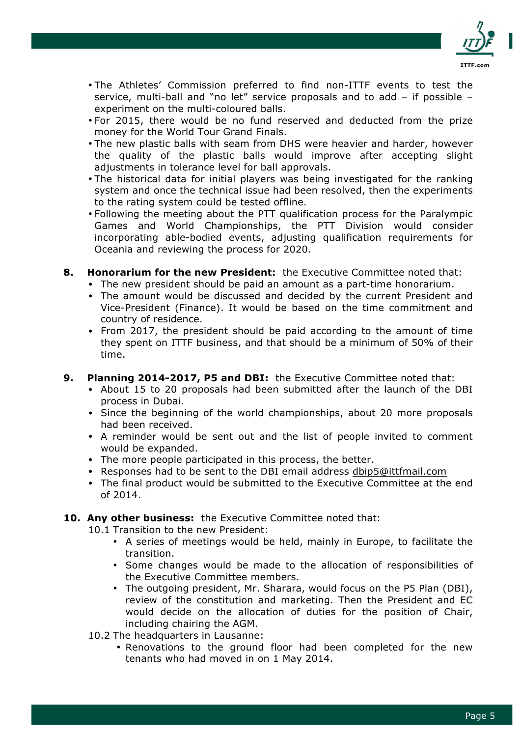- The Athletes' Commission preferred to find non-ITTF events to test the service, multi-ball and "no let" service proposals and to add – if possible – experiment on the multi-coloured balls.
- For 2015, there would be no fund reserved and deducted from the prize money for the World Tour Grand Finals.
- The new plastic balls with seam from DHS were heavier and harder, however the quality of the plastic balls would improve after accepting slight adjustments in tolerance level for ball approvals.
- The historical data for initial players was being investigated for the ranking system and once the technical issue had been resolved, then the experiments to the rating system could be tested offline.
- Following the meeting about the PTT qualification process for the Paralympic Games and World Championships, the PTT Division would consider incorporating able-bodied events, adjusting qualification requirements for Oceania and reviewing the process for 2020.

**8. Honorarium for the new President:** the Executive Committee noted that:

- The new president should be paid an amount as a part-time honorarium.
- The amount would be discussed and decided by the current President and Vice-President (Finance). It would be based on the time commitment and country of residence.
- From 2017, the president should be paid according to the amount of time they spent on ITTF business, and that should be a minimum of 50% of their time.

**9. Planning 2014-2017, P5 and DBI:** the Executive Committee noted that:

- About 15 to 20 proposals had been submitted after the launch of the DBI process in Dubai.
- Since the beginning of the world championships, about 20 more proposals had been received.
- A reminder would be sent out and the list of people invited to comment would be expanded.
- The more people participated in this process, the better.
- Responses had to be sent to the DBI email address dbip5@ittfmail.com
- The final product would be submitted to the Executive Committee at the end of 2014.

**10. Any other business:** the Executive Committee noted that:

10.1 Transition to the new President:

- A series of meetings would be held, mainly in Europe, to facilitate the transition.
- Some changes would be made to the allocation of responsibilities of the Executive Committee members.
- The outgoing president, Mr. Sharara, would focus on the P5 Plan (DBI), review of the constitution and marketing. Then the President and EC would decide on the allocation of duties for the position of Chair, including chairing the AGM.

10.2 The headquarters in Lausanne:

- Renovations to the ground floor had been completed for the new tenants who had moved in on 1 May 2014.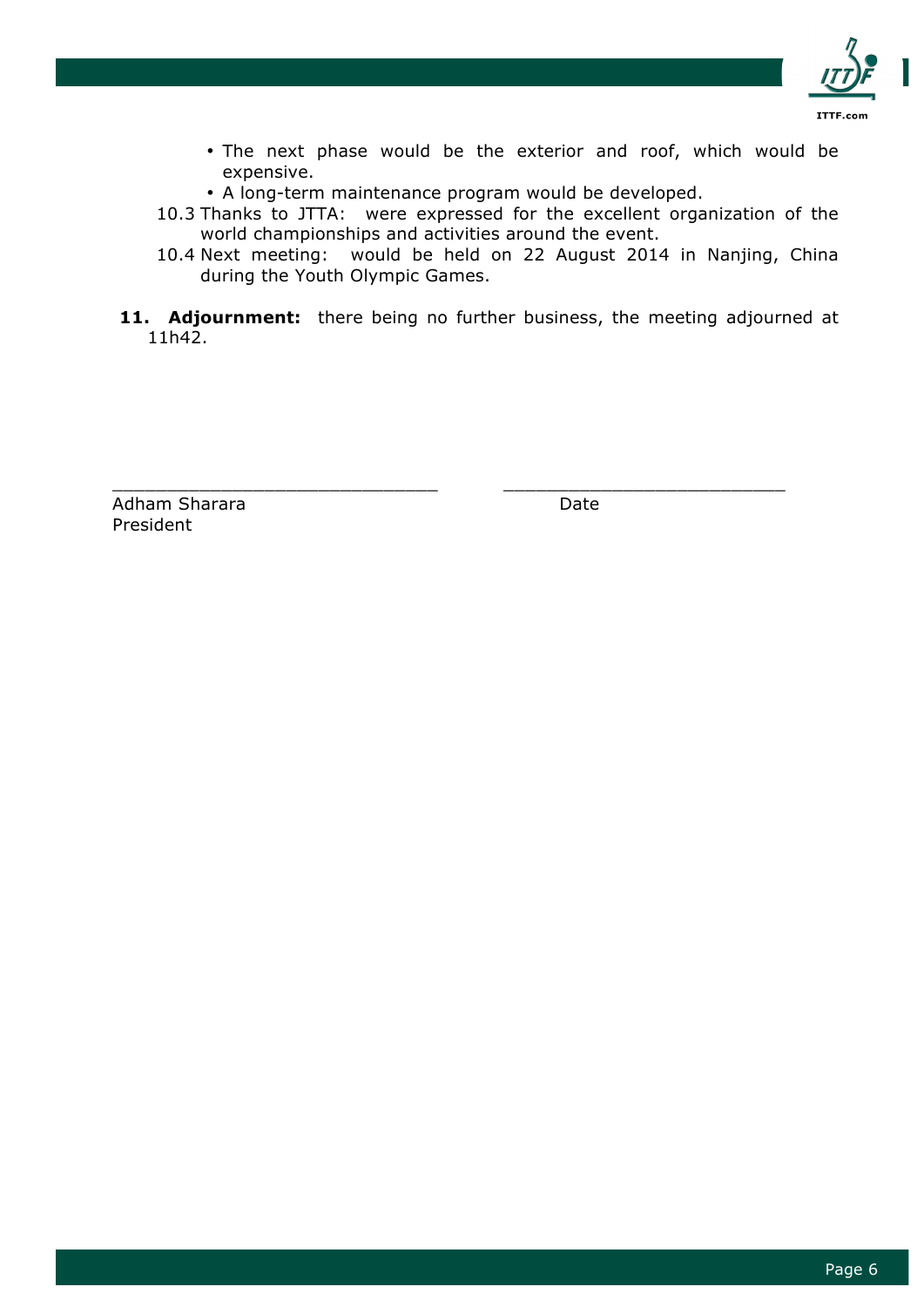- The next phase would be the exterior and roof, which would be expensive.
- A long-term maintenance program would be developed.

10.3 Thanks to JTTA: were expressed for the excellent organization of the world championships and activities around the event.

10.4 Next meeting: would be held on 22 August 2014 in Nanjing, China during the Youth Olympic Games.

**11. Adjournment:** there being no further business, the meeting adjourned at 11h42.

______________________________ ______________________________

Adham Sharara Date
President